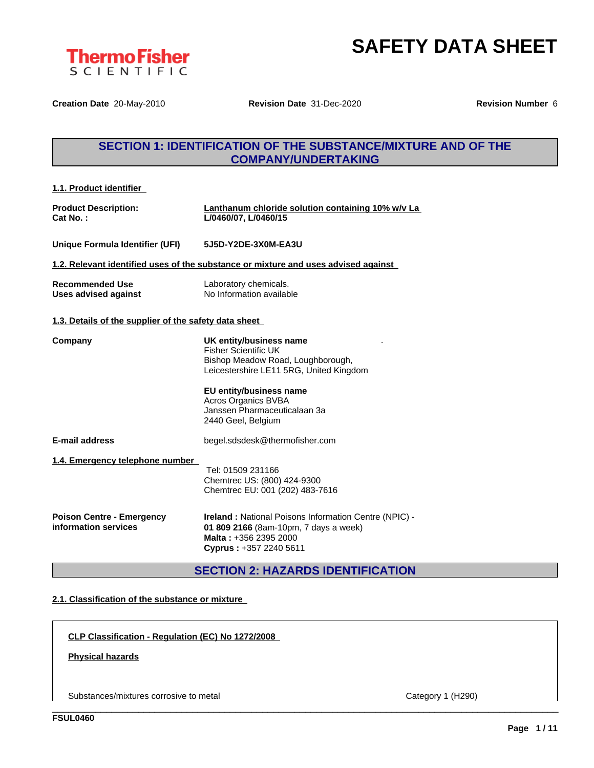ThermoFisher SCIENTIFIC

# SAFETY DATA SHEET

**Creation Date** 20-May-2010 **Revision Date** 31-Dec-2020 **Revision Number** 6

## SECTION 1: IDENTIFICATION OF THE SUBSTANCE/MIXTURE AND OF THE COMPANY/UNDERTAKING

### 1.1. Product identifier

**Product Description:** **Lanthanum chloride solution containing 10% w/v La**
**Cat No. :** **L/0460/07, L/0460/15**

**Unique Formula Identifier (UFI)** **5J5D-Y2DE-3X0M-EA3U**

### 1.2. Relevant identified uses of the substance or mixture and uses advised against

**Recommended Use** Laboratory chemicals.
**Uses advised against** No Information available

### 1.3. Details of the supplier of the safety data sheet

**Company**

**UK entity/business name**
Fisher Scientific UK
Bishop Meadow Road, Loughborough,
Leicestershire LE11 5RG, United Kingdom

**EU entity/business name**
Acros Organics BVBA
Janssen Pharmaceuticalaan 3a
2440 Geel, Belgium

**E-mail address** begel.sdsdesk@thermofisher.com

### 1.4. Emergency telephone number

Tel: 01509 231166
Chemtrec US: (800) 424-9300
Chemtrec EU: 001 (202) 483-7616

**Poison Centre - Emergency information services**

**Ireland :** National Poisons Information Centre (NPIC) - **01 809 2166** (8am-10pm, 7 days a week)
**Malta :** +356 2395 2000
**Cyprus :** +357 2240 5611

## SECTION 2: HAZARDS IDENTIFICATION

### 2.1. Classification of the substance or mixture

**CLP Classification - Regulation (EC) No 1272/2008**

**Physical hazards**

Substances/mixtures corrosive to metal Category 1 (H290)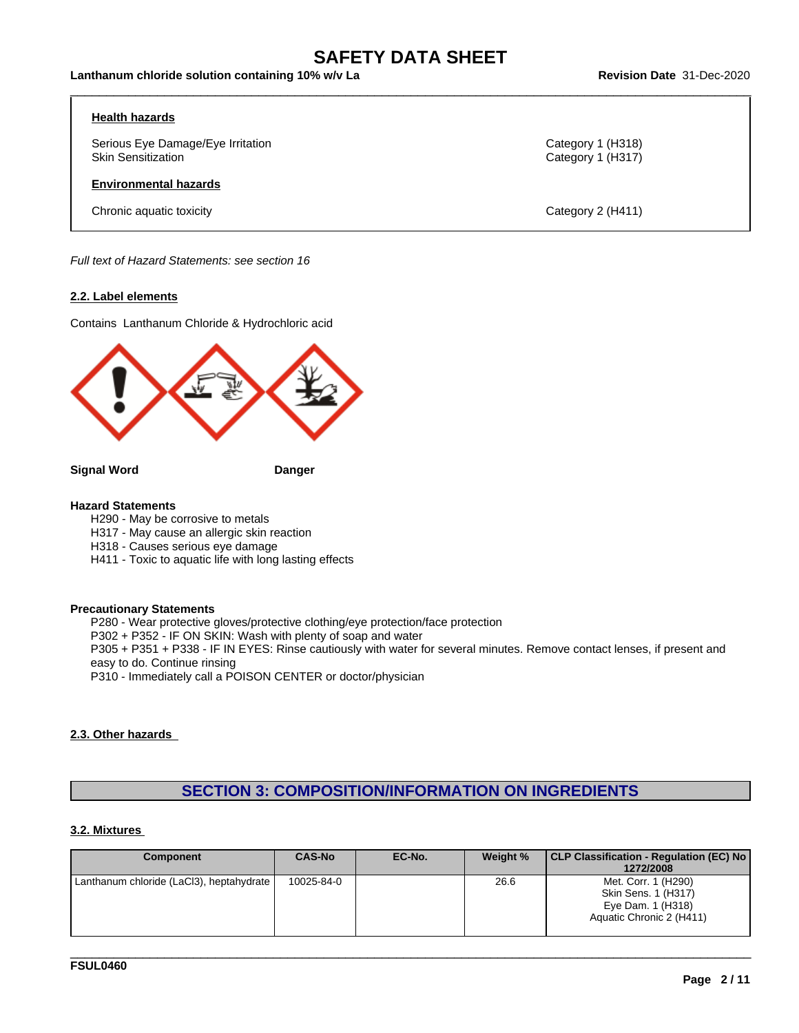**Health hazards**

| | |
|---|---|
| Serious Eye Damage/Eye Irritation | Category 1 (H318) |
| Skin Sensitization | Category 1 (H317) |

**Environmental hazards**

| | |
|---|---|
| Chronic aquatic toxicity | Category 2 (H411) |

*Full text of Hazard Statements: see section 16*

### 2.2. Label elements

Contains Lanthanum Chloride & Hydrochloric acid

**Signal Word** **Danger**

**Hazard Statements**

H290 - May be corrosive to metals
H317 - May cause an allergic skin reaction
H318 - Causes serious eye damage
H411 - Toxic to aquatic life with long lasting effects

**Precautionary Statements**

P280 - Wear protective gloves/protective clothing/eye protection/face protection
P302 + P352 - IF ON SKIN: Wash with plenty of soap and water
P305 + P351 + P338 - IF IN EYES: Rinse cautiously with water for several minutes. Remove contact lenses, if present and easy to do. Continue rinsing
P310 - Immediately call a POISON CENTER or doctor/physician

### 2.3. Other hazards

## SECTION 3: COMPOSITION/INFORMATION ON INGREDIENTS

### 3.2. Mixtures

| Component | CAS-No | EC-No. | Weight % | CLP Classification - Regulation (EC) No 1272/2008 |
|---|---|---|---|---|
| Lanthanum chloride ($LaCl_3$), heptahydrate | 10025-84-0 | | 26.6 | Met. Corr. 1 (H290)<br>Skin Sens. 1 (H317)<br>Eye Dam. 1 (H318)<br>Aquatic Chronic 2 (H411) |

FSUL0460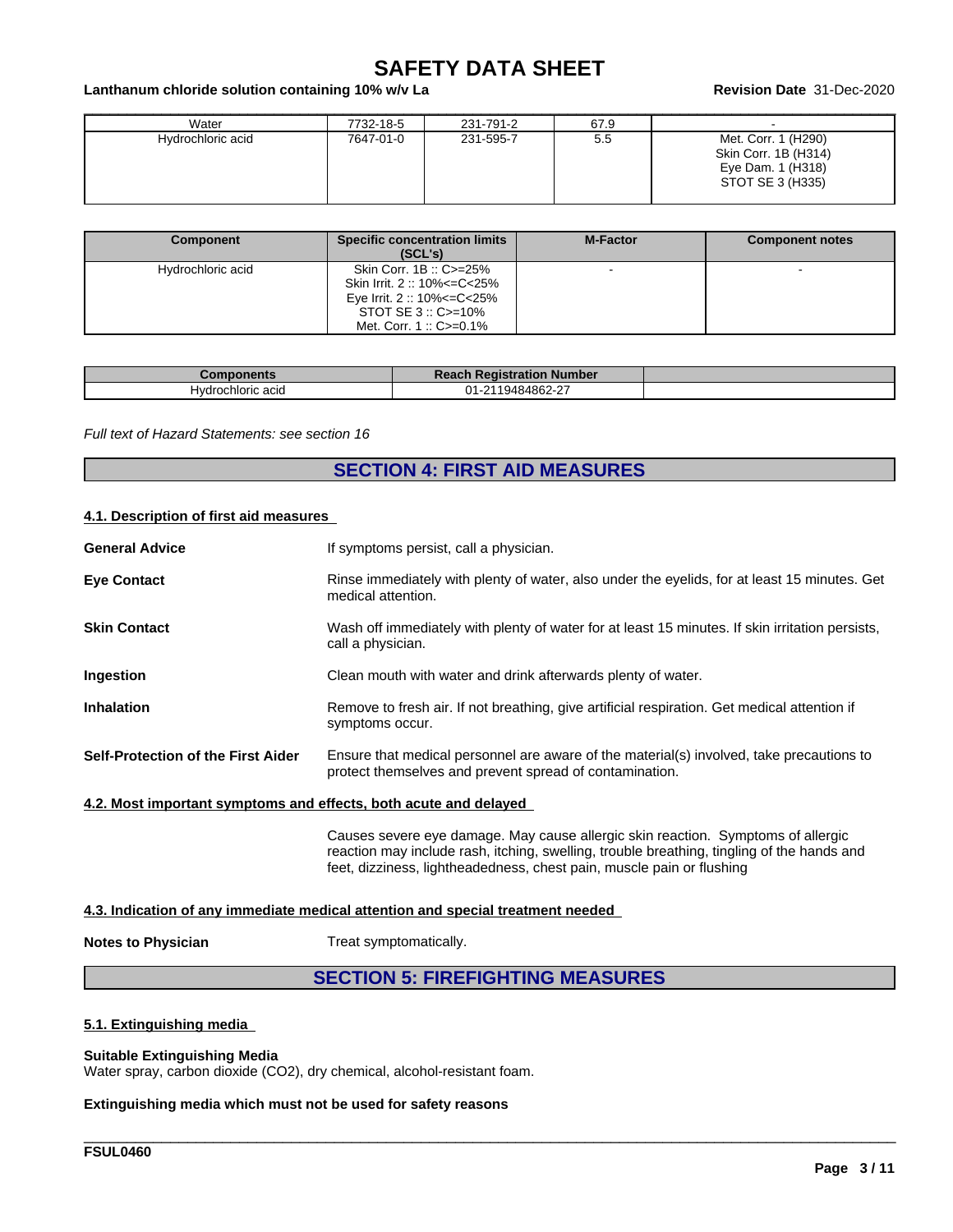| Water | 7732-18-5 | 231-791-2 | 67.9 | - |
|---|---|---|---|---|
| Hydrochloric acid | 7647-01-0 | 231-595-7 | 5.5 | Met. Corr. 1 (H290)<br>Skin Corr. 1B (H314)<br>Eye Dam. 1 (H318)<br>STOT SE 3 (H335) |

| Component | Specific concentration limits (SCL's) | M-Factor | Component notes |
|---|---|---|---|
| Hydrochloric acid | Skin Corr. 1B :: C>=25%<br>Skin Irrit. 2 :: 10%<=C<25%<br>Eye Irrit. 2 :: 10%<=C<25%<br>STOT SE 3 :: C>=10%<br>Met. Corr. 1 :: C>=0.1% | - | - |

| Components | Reach Registration Number | |
|---|---|---|
| Hydrochloric acid | 01-2119484862-27 | |

*Full text of Hazard Statements: see section 16*

## SECTION 4: FIRST AID MEASURES

### 4.1. Description of first aid measures

**General Advice** If symptoms persist, call a physician.

**Eye Contact** Rinse immediately with plenty of water, also under the eyelids, for at least 15 minutes. Get medical attention.

**Skin Contact** Wash off immediately with plenty of water for at least 15 minutes. If skin irritation persists, call a physician.

**Ingestion** Clean mouth with water and drink afterwards plenty of water.

**Inhalation** Remove to fresh air. If not breathing, give artificial respiration. Get medical attention if symptoms occur.

**Self-Protection of the First Aider** Ensure that medical personnel are aware of the material(s) involved, take precautions to protect themselves and prevent spread of contamination.

### 4.2. Most important symptoms and effects, both acute and delayed

Causes severe eye damage. May cause allergic skin reaction. Symptoms of allergic reaction may include rash, itching, swelling, trouble breathing, tingling of the hands and feet, dizziness, lightheadedness, chest pain, muscle pain or flushing

### 4.3. Indication of any immediate medical attention and special treatment needed

**Notes to Physician** Treat symptomatically.

## SECTION 5: FIREFIGHTING MEASURES

### 5.1. Extinguishing media

**Suitable Extinguishing Media**
Water spray, carbon dioxide ($CO_2$), dry chemical, alcohol-resistant foam.

**Extinguishing media which must not be used for safety reasons**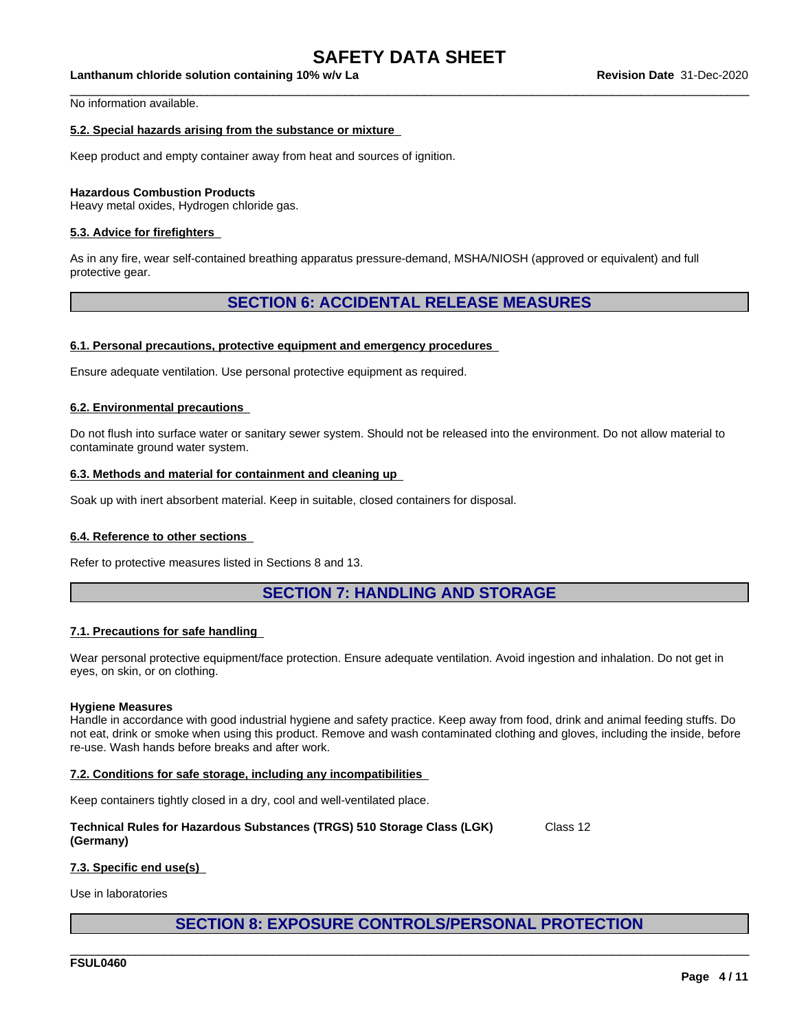No information available.

### 5.2. Special hazards arising from the substance or mixture

Keep product and empty container away from heat and sources of ignition.

**Hazardous Combustion Products**
Heavy metal oxides, Hydrogen chloride gas.

### 5.3. Advice for firefighters

As in any fire, wear self-contained breathing apparatus pressure-demand, MSHA/NIOSH (approved or equivalent) and full protective gear.

## SECTION 6: ACCIDENTAL RELEASE MEASURES

### 6.1. Personal precautions, protective equipment and emergency procedures

Ensure adequate ventilation. Use personal protective equipment as required.

### 6.2. Environmental precautions

Do not flush into surface water or sanitary sewer system. Should not be released into the environment. Do not allow material to contaminate ground water system.

### 6.3. Methods and material for containment and cleaning up

Soak up with inert absorbent material. Keep in suitable, closed containers for disposal.

### 6.4. Reference to other sections

Refer to protective measures listed in Sections 8 and 13.

## SECTION 7: HANDLING AND STORAGE

### 7.1. Precautions for safe handling

Wear personal protective equipment/face protection. Ensure adequate ventilation. Avoid ingestion and inhalation. Do not get in eyes, on skin, or on clothing.

**Hygiene Measures**
Handle in accordance with good industrial hygiene and safety practice. Keep away from food, drink and animal feeding stuffs. Do not eat, drink or smoke when using this product. Remove and wash contaminated clothing and gloves, including the inside, before re-use. Wash hands before breaks and after work.

### 7.2. Conditions for safe storage, including any incompatibilities

Keep containers tightly closed in a dry, cool and well-ventilated place.

**Technical Rules for Hazardous Substances (TRGS) 510 Storage Class (LGK) (Germany)** Class 12

### 7.3. Specific end use(s)

Use in laboratories

## SECTION 8: EXPOSURE CONTROLS/PERSONAL PROTECTION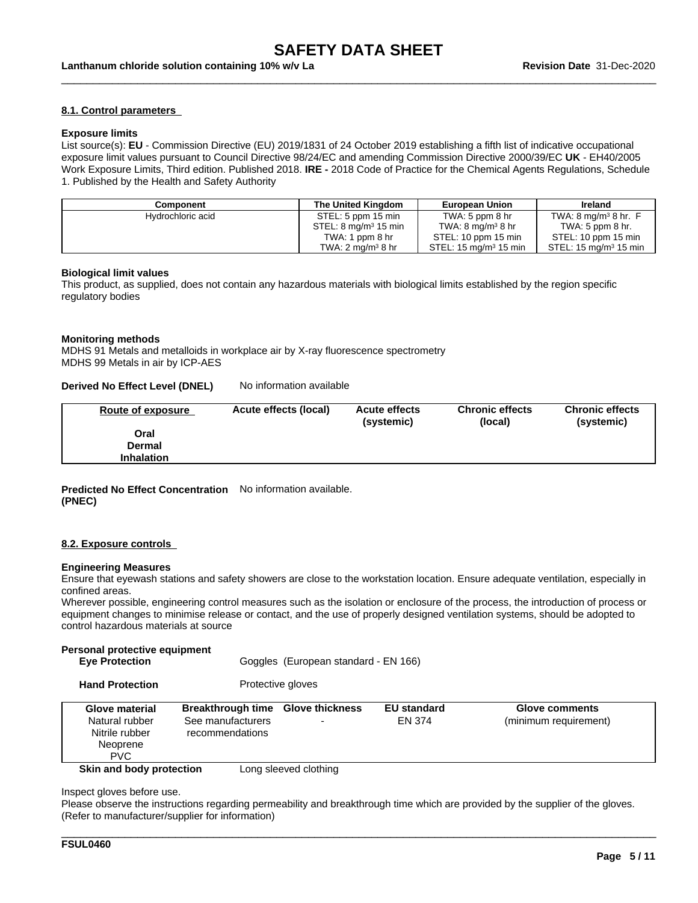### 8.1. Control parameters

**Exposure limits**

List source(s): **EU** - Commission Directive (EU) 2019/1831 of 24 October 2019 establishing a fifth list of indicative occupational exposure limit values pursuant to Council Directive 98/24/EC and amending Commission Directive 2000/39/EC **UK** - EH40/2005 Work Exposure Limits, Third edition. Published 2018. **IRE -** 2018 Code of Practice for the Chemical Agents Regulations, Schedule 1. Published by the Health and Safety Authority

| Component | The United Kingdom | European Union | Ireland |
|---|---|---|---|
| Hydrochloric acid | STEL: 5 ppm 15 min<br>STEL: 8 mg/m³ 15 min<br>TWA: 1 ppm 8 hr<br>TWA: 2 mg/m³ 8 hr | TWA: 5 ppm 8 hr<br>TWA: 8 mg/m³ 8 hr<br>STEL: 10 ppm 15 min<br>STEL: 15 mg/m³ 15 min | TWA: 8 mg/m³ 8 hr. F<br>TWA: 5 ppm 8 hr.<br>STEL: 10 ppm 15 min<br>STEL: 15 mg/m³ 15 min |

**Biological limit values**

This product, as supplied, does not contain any hazardous materials with biological limits established by the region specific regulatory bodies

**Monitoring methods**

MDHS 91 Metals and metalloids in workplace air by X-ray fluorescence spectrometry
MDHS 99 Metals in air by ICP-AES

**Derived No Effect Level (DNEL)** No information available

| Route of exposure | Acute effects (local) | Acute effects (systemic) | Chronic effects (local) | Chronic effects (systemic) |
|---|---|---|---|---|
| **Oral** | | | | |
| **Dermal** | | | | |
| **Inhalation** | | | | |

**Predicted No Effect Concentration (PNEC)** No information available.

### 8.2. Exposure controls

**Engineering Measures**

Ensure that eyewash stations and safety showers are close to the workstation location. Ensure adequate ventilation, especially in confined areas.
Wherever possible, engineering control measures such as the isolation or enclosure of the process, the introduction of process or equipment changes to minimise release or contact, and the use of properly designed ventilation systems, should be adopted to control hazardous materials at source

**Personal protective equipment**

**Eye Protection** Goggles (European standard - EN 166)

**Hand Protection** Protective gloves

| Glove material | Breakthrough time | Glove thickness | EU standard | Glove comments |
|---|---|---|---|---|
| Natural rubber<br>Nitrile rubber<br>Neoprene<br>PVC | See manufacturers recommendations | - | EN 374 | (minimum requirement) |

**Skin and body protection** Long sleeved clothing

Inspect gloves before use.
Please observe the instructions regarding permeability and breakthrough time which are provided by the supplier of the gloves. (Refer to manufacturer/supplier for information)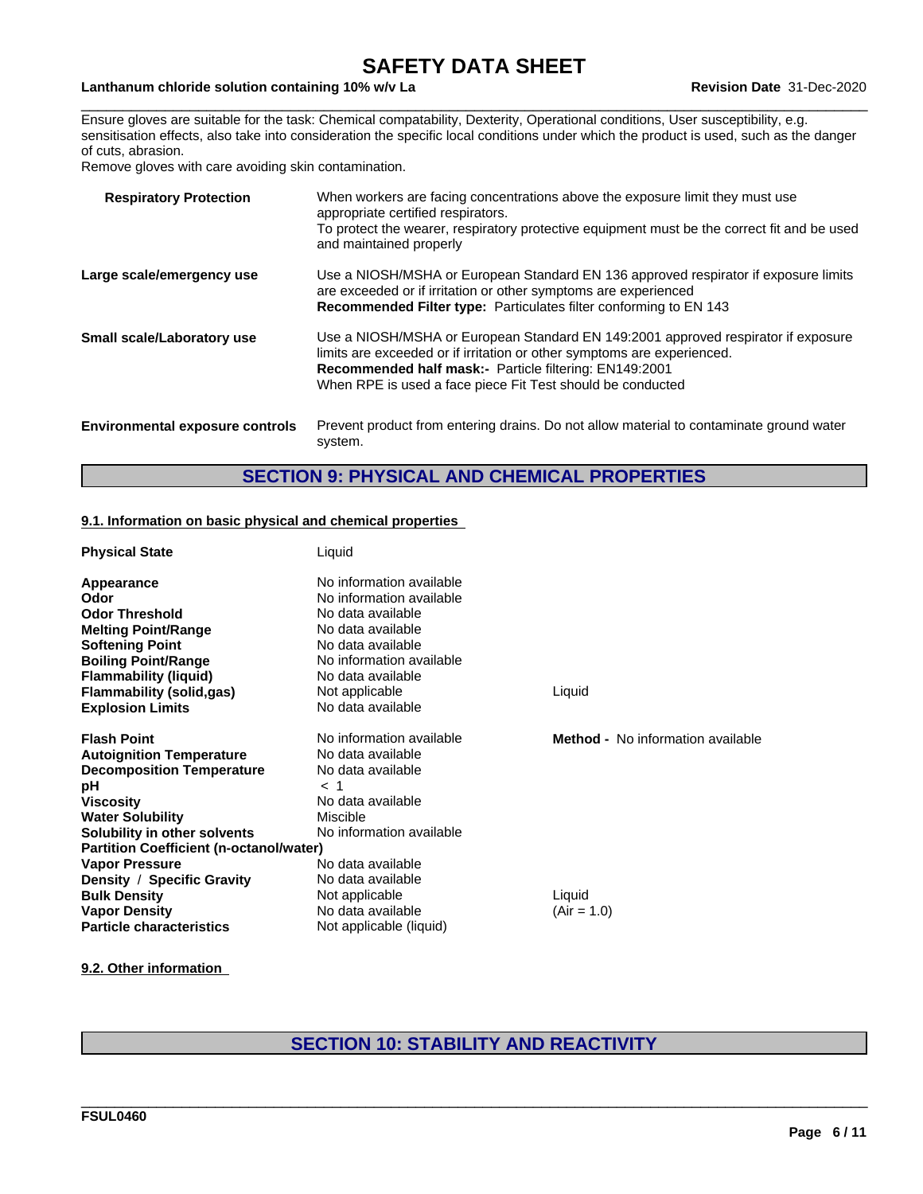Ensure gloves are suitable for the task: Chemical compatability, Dexterity, Operational conditions, User susceptibility, e.g. sensitisation effects, also take into consideration the specific local conditions under which the product is used, such as the danger of cuts, abrasion.
Remove gloves with care avoiding skin contamination.

| | |
|---|---|
| **Respiratory Protection** | When workers are facing concentrations above the exposure limit they must use appropriate certified respirators. To protect the wearer, respiratory protective equipment must be the correct fit and be used and maintained properly |
| **Large scale/emergency use** | Use a NIOSH/MSHA or European Standard EN 136 approved respirator if exposure limits are exceeded or if irritation or other symptoms are experienced **Recommended Filter type:** Particulates filter conforming to EN 143 |
| **Small scale/Laboratory use** | Use a NIOSH/MSHA or European Standard EN 149:2001 approved respirator if exposure limits are exceeded or if irritation or other symptoms are experienced. **Recommended half mask:-** Particle filtering: EN149:2001 When RPE is used a face piece Fit Test should be conducted |
| **Environmental exposure controls** | Prevent product from entering drains. Do not allow material to contaminate ground water system. |

## SECTION 9: PHYSICAL AND CHEMICAL PROPERTIES

### 9.1. Information on basic physical and chemical properties

| | | |
|---|---|---|
| **Physical State** | Liquid | |
| **Appearance** | No information available | |
| **Odor** | No information available | |
| **Odor Threshold** | No data available | |
| **Melting Point/Range** | No data available | |
| **Softening Point** | No data available | |
| **Boiling Point/Range** | No information available | |
| **Flammability (liquid)** | No data available | |
| **Flammability (solid,gas)** | Not applicable | Liquid |
| **Explosion Limits** | No data available | |
| **Flash Point** | No information available | **Method -** No information available |
| **Autoignition Temperature** | No data available | |
| **Decomposition Temperature** | No data available | |
| **pH** | < 1 | |
| **Viscosity** | No data available | |
| **Water Solubility** | Miscible | |
| **Solubility in other solvents** | No information available | |
| **Partition Coefficient (n-octanol/water)** | | |
| **Vapor Pressure** | No data available | |
| **Density / Specific Gravity** | No data available | |
| **Bulk Density** | Not applicable | Liquid |
| **Vapor Density** | No data available | (Air = 1.0) |
| **Particle characteristics** | Not applicable (liquid) | |

### 9.2. Other information

## SECTION 10: STABILITY AND REACTIVITY

FSUL0460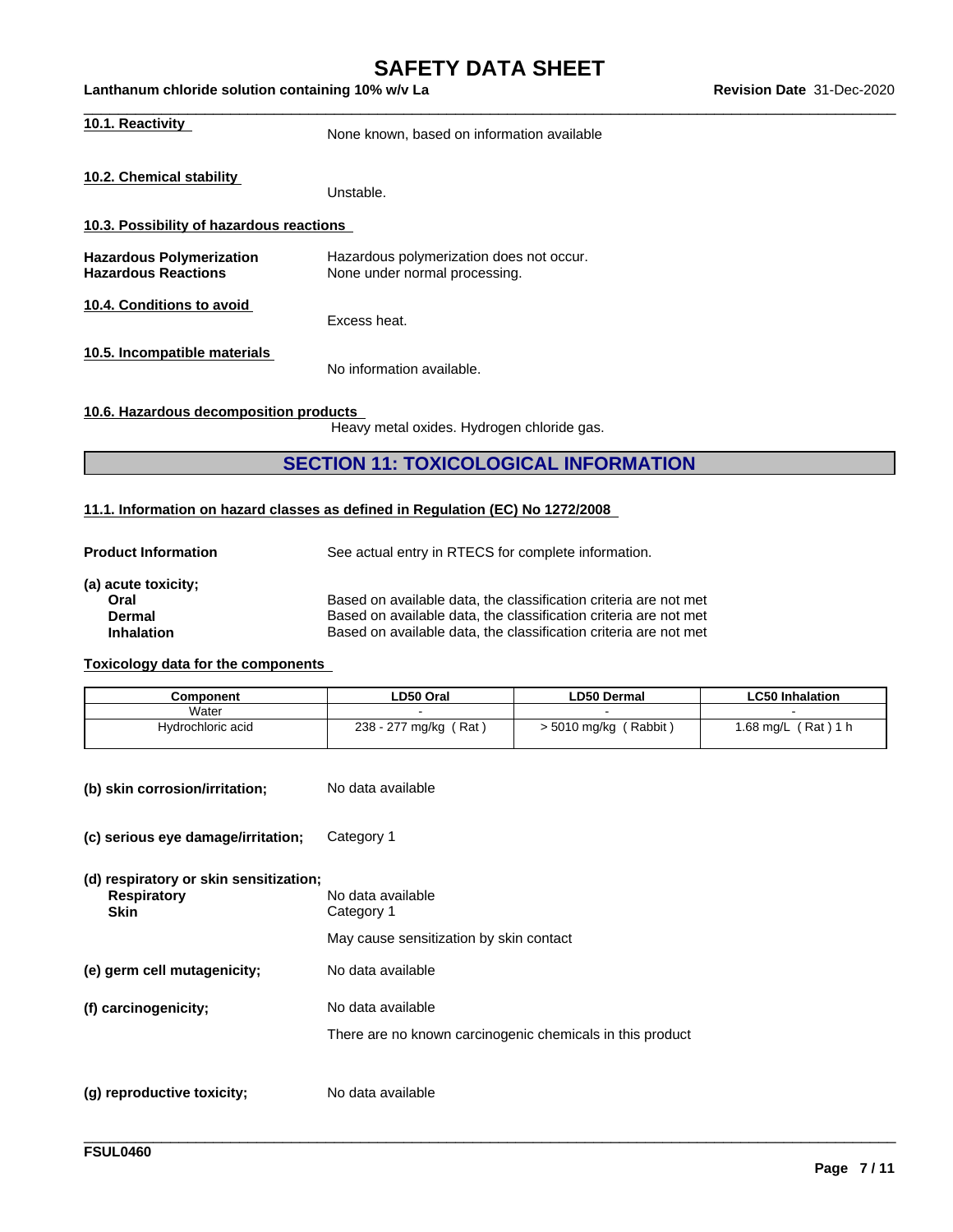**10.1. Reactivity**

None known, based on information available

**10.2. Chemical stability**

Unstable.

**10.3. Possibility of hazardous reactions**

**Hazardous Polymerization** Hazardous polymerization does not occur.
**Hazardous Reactions** None under normal processing.

**10.4. Conditions to avoid**

Excess heat.

**10.5. Incompatible materials**

No information available.

**10.6. Hazardous decomposition products**

Heavy metal oxides. Hydrogen chloride gas.

## SECTION 11: TOXICOLOGICAL INFORMATION

**11.1. Information on hazard classes as defined in Regulation (EC) No 1272/2008**

**Product Information** See actual entry in RTECS for complete information.

**(a) acute toxicity;**

**Oral** Based on available data, the classification criteria are not met
**Dermal** Based on available data, the classification criteria are not met
**Inhalation** Based on available data, the classification criteria are not met

**Toxicology data for the components**

| Component | LD50 Oral | LD50 Dermal | LC50 Inhalation |
|---|---|---|---|
| Water | - | - | - |
| Hydrochloric acid | 238 - 277 mg/kg ( Rat ) | > 5010 mg/kg ( Rabbit ) | 1.68 mg/L ( Rat ) 1 h |

**(b) skin corrosion/irritation;** No data available

**(c) serious eye damage/irritation;** Category 1

**(d) respiratory or skin sensitization;**

**Respiratory** No data available
**Skin** Category 1

May cause sensitization by skin contact

**(e) germ cell mutagenicity;** No data available

**(f) carcinogenicity;** No data available

There are no known carcinogenic chemicals in this product

**(g) reproductive toxicity;** No data available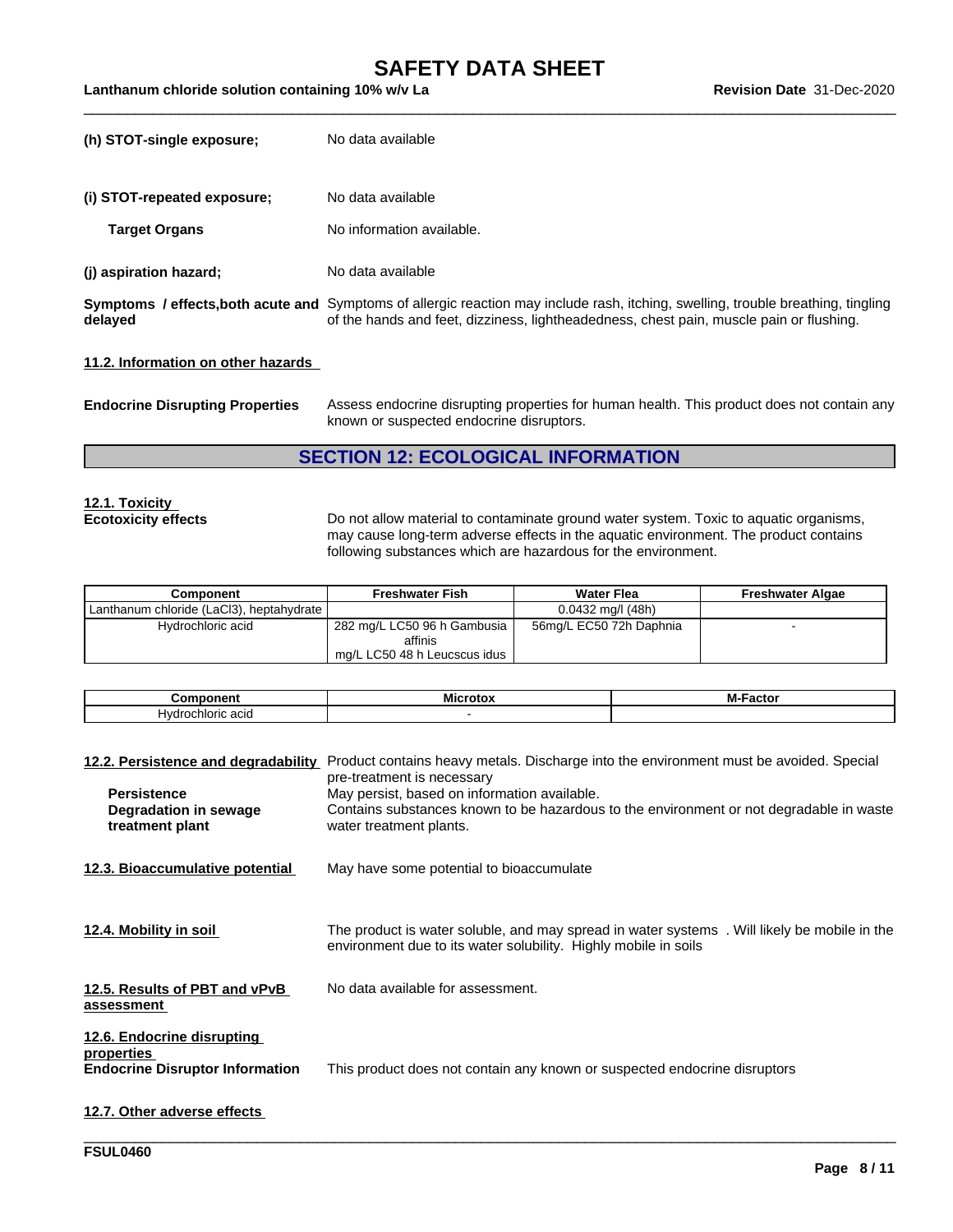**(h) STOT-single exposure;** No data available

**(i) STOT-repeated exposure;** No data available

**Target Organs** No information available.

**(j) aspiration hazard;** No data available

**Symptoms / effects,both acute and delayed** Symptoms of allergic reaction may include rash, itching, swelling, trouble breathing, tingling of the hands and feet, dizziness, lightheadedness, chest pain, muscle pain or flushing.

**11.2. Information on other hazards**

**Endocrine Disrupting Properties** Assess endocrine disrupting properties for human health. This product does not contain any known or suspected endocrine disruptors.

## SECTION 12: ECOLOGICAL INFORMATION

**12.1. Toxicity**

**Ecotoxicity effects** Do not allow material to contaminate ground water system. Toxic to aquatic organisms, may cause long-term adverse effects in the aquatic environment. The product contains following substances which are hazardous for the environment.

| Component | Freshwater Fish | Water Flea | Freshwater Algae |
|---|---|---|---|
| Lanthanum chloride ($LaCl_3$), heptahydrate | | 0.0432 mg/l (48h) | |
| Hydrochloric acid | 282 mg/L LC50 96 h Gambusia affinis<br>mg/L LC50 48 h Leucscus idus | 56mg/L EC50 72h Daphnia | - |

| Component | Microtox | M-Factor |
|---|---|---|
| Hydrochloric acid | - | |

**12.2. Persistence and degradability** Product contains heavy metals. Discharge into the environment must be avoided. Special pre-treatment is necessary

**Persistence** May persist, based on information available.

**Degradation in sewage treatment plant** Contains substances known to be hazardous to the environment or not degradable in waste water treatment plants.

**12.3. Bioaccumulative potential** May have some potential to bioaccumulate

**12.4. Mobility in soil** The product is water soluble, and may spread in water systems . Will likely be mobile in the environment due to its water solubility. Highly mobile in soils

**12.5. Results of PBT and vPvB assessment** No data available for assessment.

**12.6. Endocrine disrupting properties**

**Endocrine Disruptor Information** This product does not contain any known or suspected endocrine disruptors

**12.7. Other adverse effects**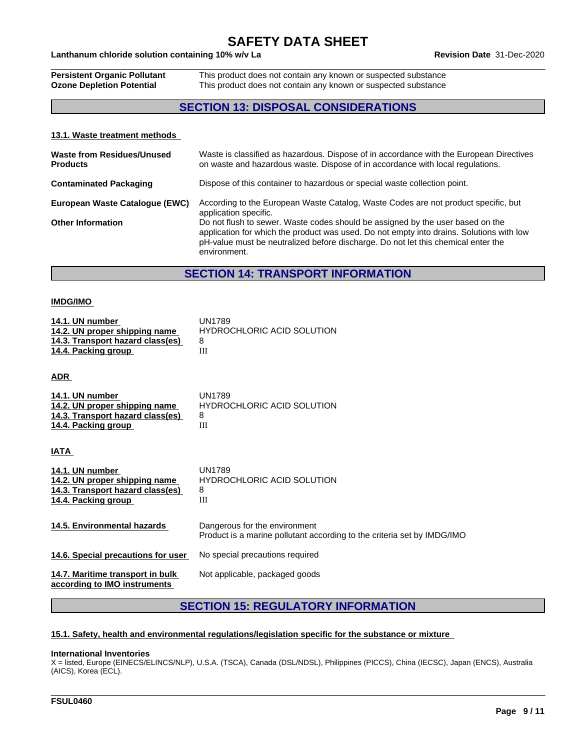| | |
|---|---|
| **Persistent Organic Pollutant** | This product does not contain any known or suspected substance |
| **Ozone Depletion Potential** | This product does not contain any known or suspected substance |

## SECTION 13: DISPOSAL CONSIDERATIONS

### 13.1. Waste treatment methods

| | |
|---|---|
| **Waste from Residues/Unused Products** | Waste is classified as hazardous. Dispose of in accordance with the European Directives on waste and hazardous waste. Dispose of in accordance with local regulations. |
| **Contaminated Packaging** | Dispose of this container to hazardous or special waste collection point. |
| **European Waste Catalogue (EWC)** | According to the European Waste Catalog, Waste Codes are not product specific, but application specific. |
| **Other Information** | Do not flush to sewer. Waste codes should be assigned by the user based on the application for which the product was used. Do not empty into drains. Solutions with low pH-value must be neutralized before discharge. Do not let this chemical enter the environment. |

## SECTION 14: TRANSPORT INFORMATION

### IMDG/IMO

| | |
|---|---|
| **14.1. UN number** | UN1789 |
| **14.2. UN proper shipping name** | HYDROCHLORIC ACID SOLUTION |
| **14.3. Transport hazard class(es)** | 8 |
| **14.4. Packing group** | III |

### ADR

| | |
|---|---|
| **14.1. UN number** | UN1789 |
| **14.2. UN proper shipping name** | HYDROCHLORIC ACID SOLUTION |
| **14.3. Transport hazard class(es)** | 8 |
| **14.4. Packing group** | III |

### IATA

| | |
|---|---|
| **14.1. UN number** | UN1789 |
| **14.2. UN proper shipping name** | HYDROCHLORIC ACID SOLUTION |
| **14.3. Transport hazard class(es)** | 8 |
| **14.4. Packing group** | III |

| | |
|---|---|
| **14.5. Environmental hazards** | Dangerous for the environment<br>Product is a marine pollutant according to the criteria set by IMDG/IMO |
| **14.6. Special precautions for user** | No special precautions required |
| **14.7. Maritime transport in bulk according to IMO instruments** | Not applicable, packaged goods |

## SECTION 15: REGULATORY INFORMATION

### 15.1. Safety, health and environmental regulations/legislation specific for the substance or mixture

**International Inventories**

X = listed, Europe (EINECS/ELINCS/NLP), U.S.A. (TSCA), Canada (DSL/NDSL), Philippines (PICCS), China (IECSC), Japan (ENCS), Australia (AICS), Korea (ECL).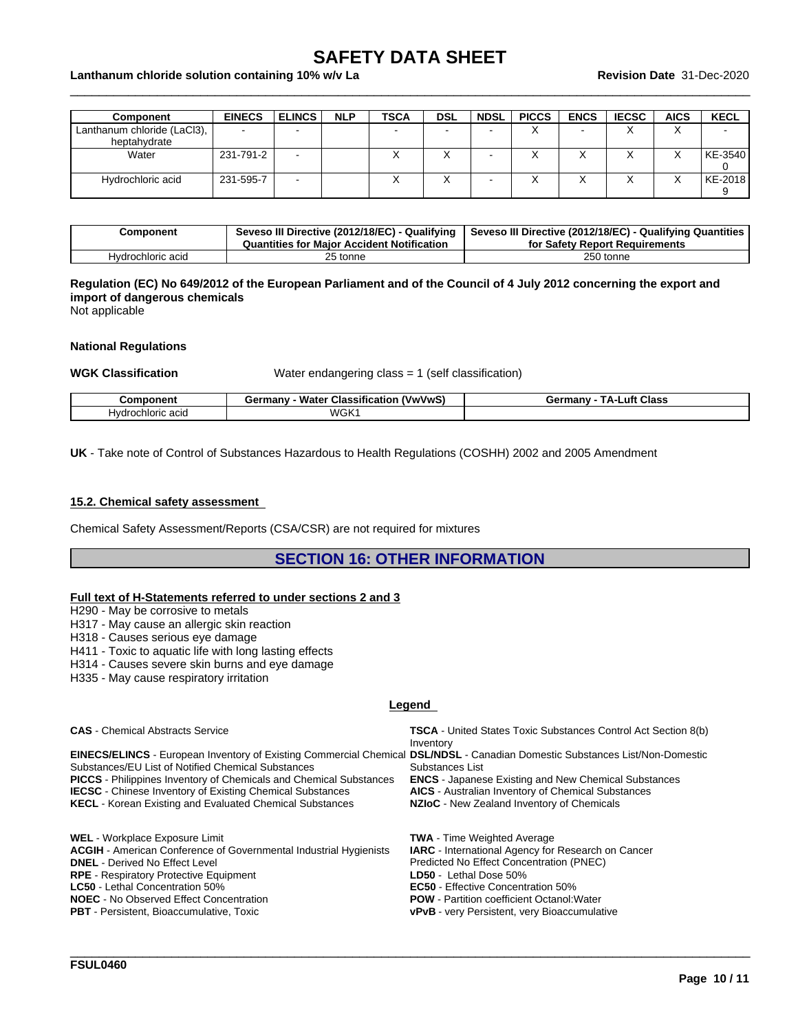| Component | EINECS | ELINCS | NLP | TSCA | DSL | NDSL | PICCS | ENCS | IECSC | AICS | KECL |
|---|---|---|---|---|---|---|---|---|---|---|---|
| Lanthanum chloride (LaCl3), heptahydrate | - | - | | - | - | - | X | - | X | X | - |
| Water | 231-791-2 | - | | X | X | - | X | X | X | X | KE-35400 |
| Hydrochloric acid | 231-595-7 | - | | X | X | - | X | X | X | X | KE-20189 |

| Component | Seveso III Directive (2012/18/EC) - Qualifying Quantities for Major Accident Notification | Seveso III Directive (2012/18/EC) - Qualifying Quantities for Safety Report Requirements |
|---|---|---|
| Hydrochloric acid | 25 tonne | 250 tonne |

**Regulation (EC) No 649/2012 of the European Parliament and of the Council of 4 July 2012 concerning the export and import of dangerous chemicals**

Not applicable

**National Regulations**

**WGK Classification** Water endangering class = 1 (self classification)

| Component | Germany - Water Classification (VwVwS) | Germany - TA-Luft Class |
|---|---|---|
| Hydrochloric acid | WGK1 | |

**UK** - Take note of Control of Substances Hazardous to Health Regulations (COSHH) 2002 and 2005 Amendment

**15.2. Chemical safety assessment**

Chemical Safety Assessment/Reports (CSA/CSR) are not required for mixtures

## SECTION 16: OTHER INFORMATION

**Full text of H-Statements referred to under sections 2 and 3**

H290 - May be corrosive to metals
H317 - May cause an allergic skin reaction
H318 - Causes serious eye damage
H411 - Toxic to aquatic life with long lasting effects
H314 - Causes severe skin burns and eye damage
H335 - May cause respiratory irritation

**Legend**

**CAS** - Chemical Abstracts Service
**TSCA** - United States Toxic Substances Control Act Section 8(b) Inventory
**EINECS/ELINCS** - European Inventory of Existing Commercial Chemical Substances/EU List of Notified Chemical Substances
**DSL/NDSL** - Canadian Domestic Substances List/Non-Domestic Substances List
**PICCS** - Philippines Inventory of Chemicals and Chemical Substances
**ENCS** - Japanese Existing and New Chemical Substances
**IECSC** - Chinese Inventory of Existing Chemical Substances
**AICS** - Australian Inventory of Chemical Substances
**KECL** - Korean Existing and Evaluated Chemical Substances
**NZIoC** - New Zealand Inventory of Chemicals

**WEL** - Workplace Exposure Limit
**TWA** - Time Weighted Average
**ACGIH** - American Conference of Governmental Industrial Hygienists
**IARC** - International Agency for Research on Cancer
**DNEL** - Derived No Effect Level
Predicted No Effect Concentration (PNEC)
**RPE** - Respiratory Protective Equipment
**LD50** - Lethal Dose 50%
**LC50** - Lethal Concentration 50%
**EC50** - Effective Concentration 50%
**NOEC** - No Observed Effect Concentration
**POW** - Partition coefficient Octanol:Water
**PBT** - Persistent, Bioaccumulative, Toxic
**vPvB** - very Persistent, very Bioaccumulative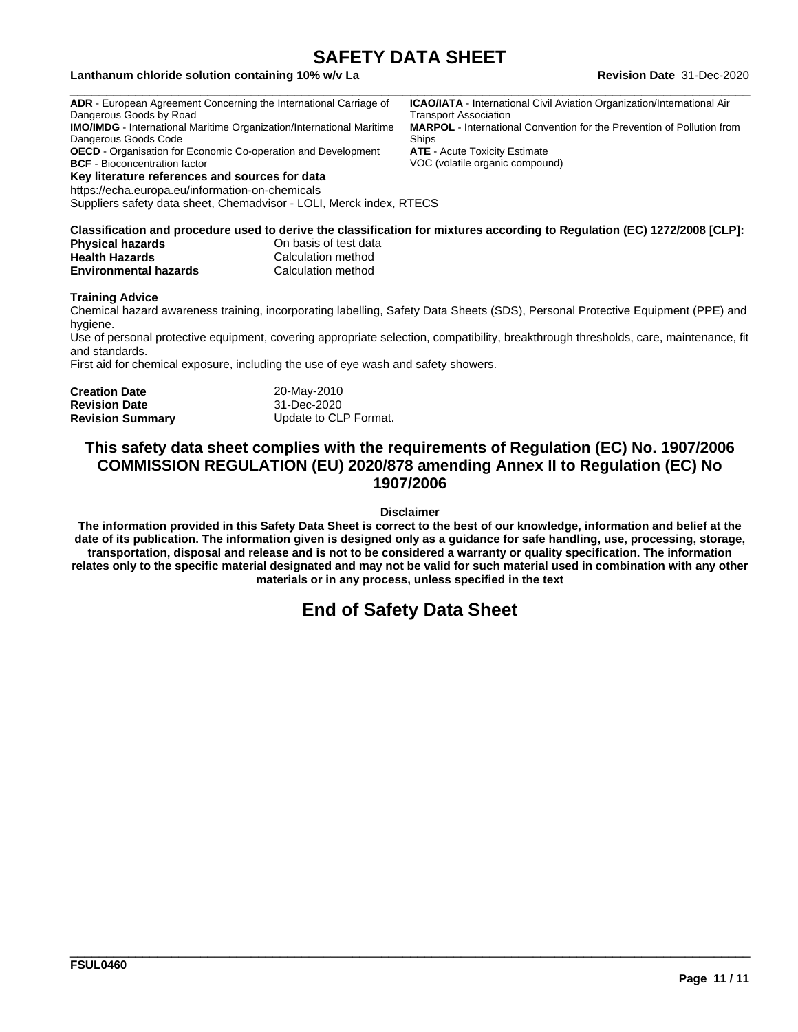**ADR** - European Agreement Concerning the International Carriage of Dangerous Goods by Road
**IMO/IMDG** - International Maritime Organization/International Maritime Dangerous Goods Code
**OECD** - Organisation for Economic Co-operation and Development
**BCF** - Bioconcentration factor
**ICAO/IATA** - International Civil Aviation Organization/International Air Transport Association
**MARPOL** - International Convention for the Prevention of Pollution from Ships
**ATE** - Acute Toxicity Estimate
VOC (volatile organic compound)

**Key literature references and sources for data**

https://echa.europa.eu/information-on-chemicals
Suppliers safety data sheet, Chemadvisor - LOLI, Merck index, RTECS

**Classification and procedure used to derive the classification for mixtures according to Regulation (EC) 1272/2008 [CLP]:**

| | |
|---|---|
| **Physical hazards** | On basis of test data |
| **Health Hazards** | Calculation method |
| **Environmental hazards** | Calculation method |

**Training Advice**

Chemical hazard awareness training, incorporating labelling, Safety Data Sheets (SDS), Personal Protective Equipment (PPE) and hygiene.
Use of personal protective equipment, covering appropriate selection, compatibility, breakthrough thresholds, care, maintenance, fit and standards.
First aid for chemical exposure, including the use of eye wash and safety showers.

| | |
|---|---|
| **Creation Date** | 20-May-2010 |
| **Revision Date** | 31-Dec-2020 |
| **Revision Summary** | Update to CLP Format. |

## This safety data sheet complies with the requirements of Regulation (EC) No. 1907/2006 COMMISSION REGULATION (EU) 2020/878 amending Annex II to Regulation (EC) No 1907/2006

**Disclaimer**

**The information provided in this Safety Data Sheet is correct to the best of our knowledge, information and belief at the date of its publication. The information given is designed only as a guidance for safe handling, use, processing, storage, transportation, disposal and release and is not to be considered a warranty or quality specification. The information relates only to the specific material designated and may not be valid for such material used in combination with any other materials or in any process, unless specified in the text**

# End of Safety Data Sheet